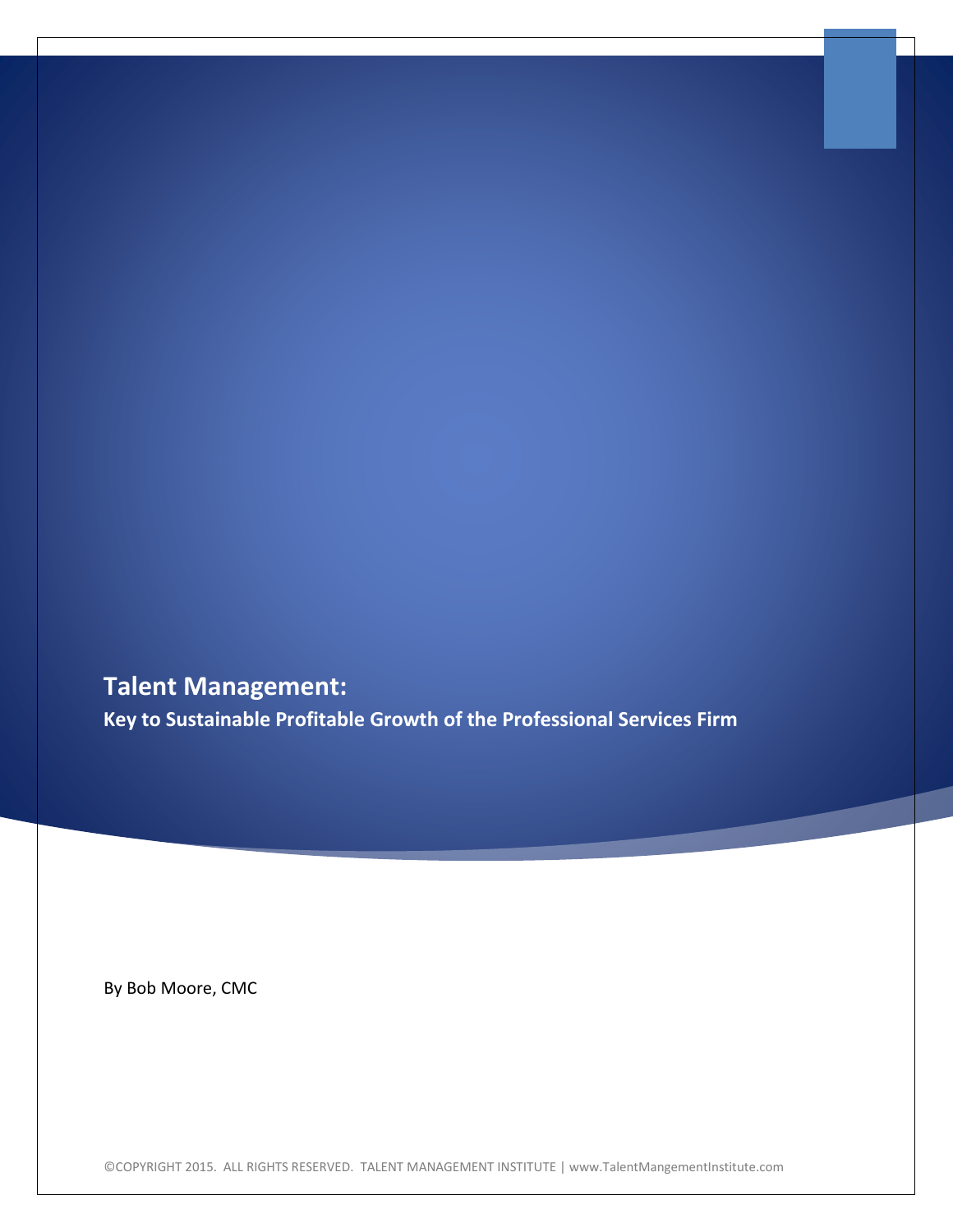# Talent Management:

## Key to Sustainable Profitable Growth of the Professional Services Firm

By Bob Moore, CMC

©COPYRIGHT 2015. ALL RIGHTS RESERVED. TALENT MANAGEMENT INSTITUTE | www.TalentMangementInstitute.com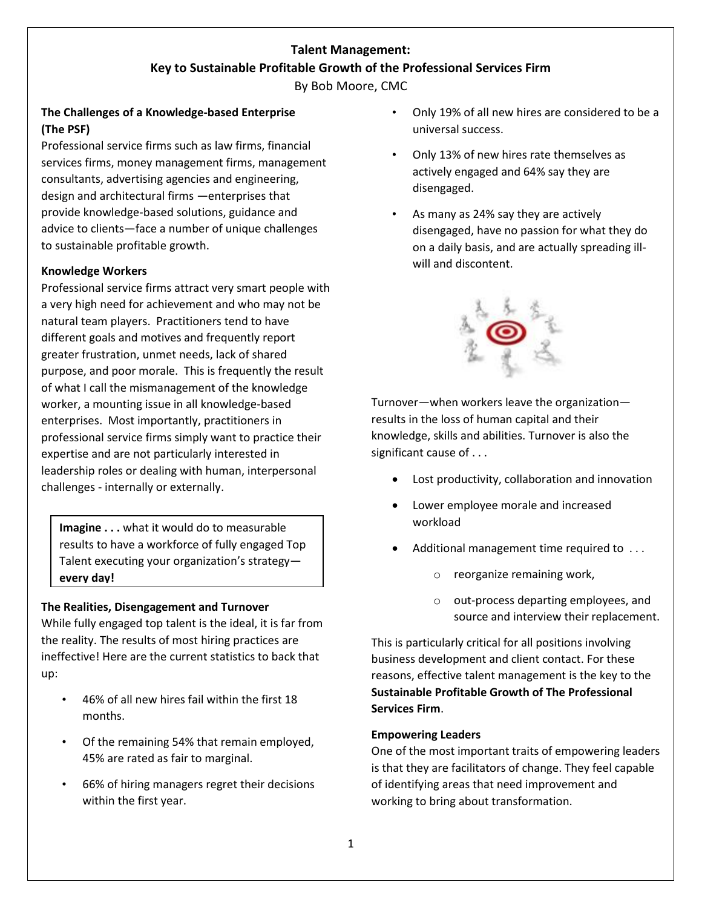# Talent Management: Key to Sustainable Profitable Growth of the Professional Services Firm

By Bob Moore, CMC

### The Challenges of a Knowledge-based Enterprise (The PSF)

Professional service firms such as law firms, financial services firms, money management firms, management consultants, advertising agencies and engineering, design and architectural firms —enterprises that provide knowledge-based solutions, guidance and advice to clients—face a number of unique challenges to sustainable profitable growth.

### Knowledge Workers

Professional service firms attract very smart people with a very high need for achievement and who may not be natural team players. Practitioners tend to have different goals and motives and frequently report greater frustration, unmet needs, lack of shared purpose, and poor morale. This is frequently the result of what I call the mismanagement of the knowledge worker, a mounting issue in all knowledge-based enterprises. Most importantly, practitioners in professional service firms simply want to practice their expertise and are not particularly interested in leadership roles or dealing with human, interpersonal challenges - internally or externally.

> **Imagine . . .** what it would do to measurable results to have a workforce of fully engaged Top Talent executing your organization's strategy—**every day!**

### The Realities, Disengagement and Turnover

While fully engaged top talent is the ideal, it is far from the reality. The results of most hiring practices are ineffective! Here are the current statistics to back that up:

- 46% of all new hires fail within the first 18 months.
- Of the remaining 54% that remain employed, 45% are rated as fair to marginal.
- 66% of hiring managers regret their decisions within the first year.
- Only 19% of all new hires are considered to be a universal success.
- Only 13% of new hires rate themselves as actively engaged and 64% say they are disengaged.
- As many as 24% say they are actively disengaged, have no passion for what they do on a daily basis, and are actually spreading ill-will and discontent.

Turnover—when workers leave the organization—results in the loss of human capital and their knowledge, skills and abilities. Turnover is also the significant cause of . . .

- Lost productivity, collaboration and innovation
- Lower employee morale and increased workload
- Additional management time required to . . .
  - reorganize remaining work,
  - out-process departing employees, and source and interview their replacement.

This is particularly critical for all positions involving business development and client contact. For these reasons, effective talent management is the key to the **Sustainable Profitable Growth of The Professional Services Firm**.

### Empowering Leaders

One of the most important traits of empowering leaders is that they are facilitators of change. They feel capable of identifying areas that need improvement and working to bring about transformation.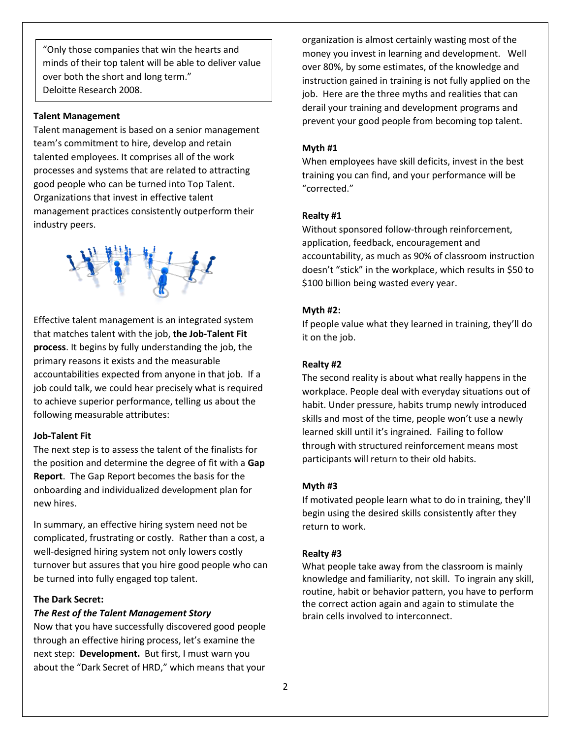> "Only those companies that win the hearts and minds of their top talent will be able to deliver value over both the short and long term."
> Deloitte Research 2008.

**Talent Management**

Talent management is based on a senior management team's commitment to hire, develop and retain talented employees. It comprises all of the work processes and systems that are related to attracting good people who can be turned into Top Talent. Organizations that invest in effective talent management practices consistently outperform their industry peers.

Effective talent management is an integrated system that matches talent with the job, **the Job-Talent Fit process**. It begins by fully understanding the job, the primary reasons it exists and the measurable accountabilities expected from anyone in that job. If a job could talk, we could hear precisely what is required to achieve superior performance, telling us about the following measurable attributes:

**Job-Talent Fit**

The next step is to assess the talent of the finalists for the position and determine the degree of fit with a **Gap Report**. The Gap Report becomes the basis for the onboarding and individualized development plan for new hires.

In summary, an effective hiring system need not be complicated, frustrating or costly. Rather than a cost, a well-designed hiring system not only lowers costly turnover but assures that you hire good people who can be turned into fully engaged top talent.

**The Dark Secret:**

***The Rest of the Talent Management Story***

Now that you have successfully discovered good people through an effective hiring process, let's examine the next step: **Development.** But first, I must warn you about the "Dark Secret of HRD," which means that your organization is almost certainly wasting most of the money you invest in learning and development. Well over 80%, by some estimates, of the knowledge and instruction gained in training is not fully applied on the job. Here are the three myths and realities that can derail your training and development programs and prevent your good people from becoming top talent.

**Myth #1**

When employees have skill deficits, invest in the best training you can find, and your performance will be "corrected."

**Realty #1**

Without sponsored follow-through reinforcement, application, feedback, encouragement and accountability, as much as 90% of classroom instruction doesn't "stick" in the workplace, which results in $50 to $100 billion being wasted every year.

**Myth #2:**

If people value what they learned in training, they'll do it on the job.

**Realty #2**

The second reality is about what really happens in the workplace. People deal with everyday situations out of habit. Under pressure, habits trump newly introduced skills and most of the time, people won't use a newly learned skill until it's ingrained. Failing to follow through with structured reinforcement means most participants will return to their old habits.

**Myth #3**

If motivated people learn what to do in training, they'll begin using the desired skills consistently after they return to work.

**Realty #3**

What people take away from the classroom is mainly knowledge and familiarity, not skill. To ingrain any skill, routine, habit or behavior pattern, you have to perform the correct action again and again to stimulate the brain cells involved to interconnect.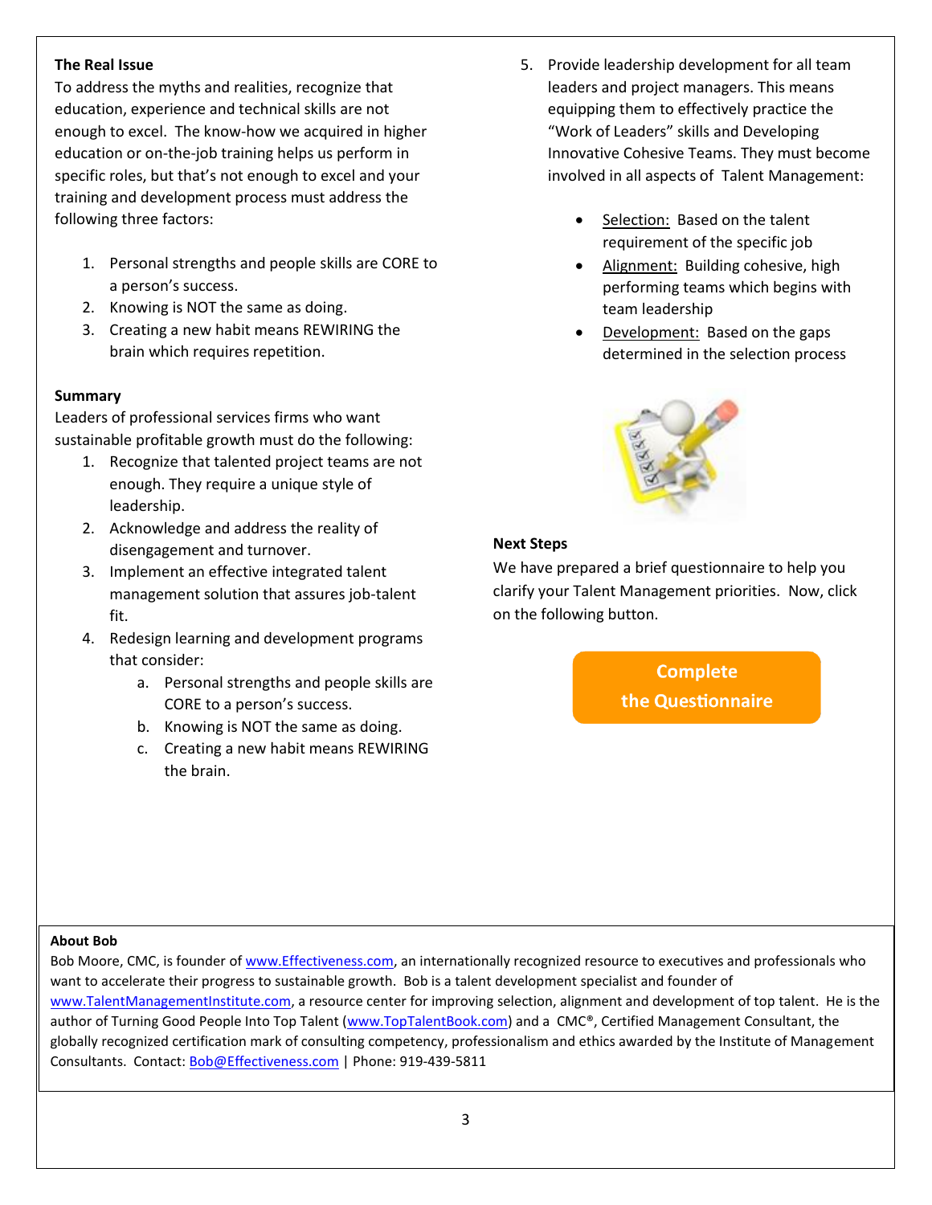**The Real Issue**

To address the myths and realities, recognize that education, experience and technical skills are not enough to excel. The know-how we acquired in higher education or on-the-job training helps us perform in specific roles, but that's not enough to excel and your training and development process must address the following three factors:

1. Personal strengths and people skills are CORE to a person's success.
2. Knowing is NOT the same as doing.
3. Creating a new habit means REWIRING the brain which requires repetition.

**Summary**

Leaders of professional services firms who want sustainable profitable growth must do the following:

1. Recognize that talented project teams are not enough. They require a unique style of leadership.
2. Acknowledge and address the reality of disengagement and turnover.
3. Implement an effective integrated talent management solution that assures job-talent fit.
4. Redesign learning and development programs that consider:
   a. Personal strengths and people skills are CORE to a person's success.
   b. Knowing is NOT the same as doing.
   c. Creating a new habit means REWIRING the brain.
5. Provide leadership development for all team leaders and project managers. This means equipping them to effectively practice the "Work of Leaders" skills and Developing Innovative Cohesive Teams. They must become involved in all aspects of Talent Management:
   - Selection: Based on the talent requirement of the specific job
   - Alignment: Building cohesive, high performing teams which begins with team leadership
   - Development: Based on the gaps determined in the selection process

**Next Steps**

We have prepared a brief questionnaire to help you clarify your Talent Management priorities. Now, click on the following button.

**Complete the Questionnaire**

**About Bob**

Bob Moore, CMC, is founder of www.Effectiveness.com, an internationally recognized resource to executives and professionals who want to accelerate their progress to sustainable growth. Bob is a talent development specialist and founder of www.TalentManagementInstitute.com, a resource center for improving selection, alignment and development of top talent. He is the author of Turning Good People Into Top Talent (www.TopTalentBook.com) and a CMC®, Certified Management Consultant, the globally recognized certification mark of consulting competency, professionalism and ethics awarded by the Institute of Management Consultants. Contact: Bob@Effectiveness.com | Phone: 919-439-5811